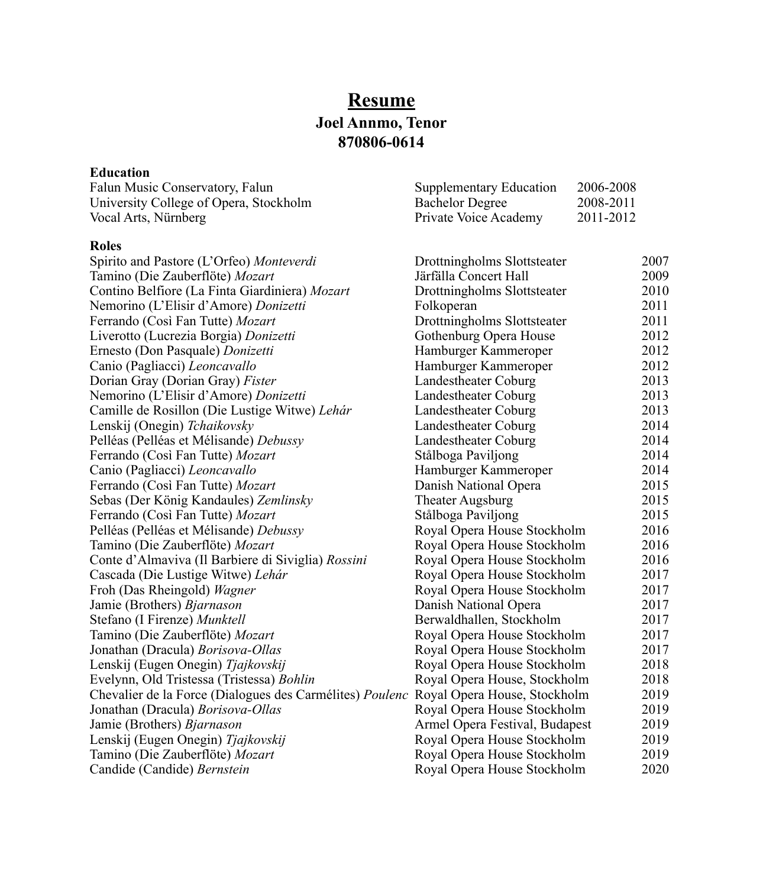# **Resume**

## Joel Annmo, Tenor

## 870806-0614

**Education**

| | | |
|---|---|---|
| Falun Music Conservatory, Falun | Supplementary Education | 2006-2008 |
| University College of Opera, Stockholm | Bachelor Degree | 2008-2011 |
| Vocal Arts, Nürnberg | Private Voice Academy | 2011-2012 |

**Roles**

| | | |
|---|---|---|
| Spirito and Pastore (L'Orfeo) *Monteverdi* | Drottningholms Slottsteater | 2007 |
| Tamino (Die Zauberflöte) *Mozart* | Järfälla Concert Hall | 2009 |
| Contino Belfiore (La Finta Giardiniera) *Mozart* | Drottningholms Slottsteater | 2010 |
| Nemorino (L'Elisir d'Amore) *Donizetti* | Folkoperan | 2011 |
| Ferrando (Così Fan Tutte) *Mozart* | Drottningholms Slottsteater | 2011 |
| Liverotto (Lucrezia Borgia) *Donizetti* | Gothenburg Opera House | 2012 |
| Ernesto (Don Pasquale) *Donizetti* | Hamburger Kammeroper | 2012 |
| Canio (Pagliacci) *Leoncavallo* | Hamburger Kammeroper | 2012 |
| Dorian Gray (Dorian Gray) *Fister* | Landestheater Coburg | 2013 |
| Nemorino (L'Elisir d'Amore) *Donizetti* | Landestheater Coburg | 2013 |
| Camille de Rosillon (Die Lustige Witwe) *Lehár* | Landestheater Coburg | 2013 |
| Lenskij (Onegin) *Tchaikovsky* | Landestheater Coburg | 2014 |
| Pelléas (Pelléas et Mélisande) *Debussy* | Landestheater Coburg | 2014 |
| Ferrando (Così Fan Tutte) *Mozart* | Stålboga Paviljong | 2014 |
| Canio (Pagliacci) *Leoncavallo* | Hamburger Kammeroper | 2014 |
| Ferrando (Così Fan Tutte) *Mozart* | Danish National Opera | 2015 |
| Sebas (Der König Kandaules) *Zemlinsky* | Theater Augsburg | 2015 |
| Ferrando (Così Fan Tutte) *Mozart* | Stålboga Paviljong | 2015 |
| Pelléas (Pelléas et Mélisande) *Debussy* | Royal Opera House Stockholm | 2016 |
| Tamino (Die Zauberflöte) *Mozart* | Royal Opera House Stockholm | 2016 |
| Conte d'Almaviva (Il Barbiere di Siviglia) *Rossini* | Royal Opera House Stockholm | 2016 |
| Cascada (Die Lustige Witwe) *Lehár* | Royal Opera House Stockholm | 2017 |
| Froh (Das Rheingold) *Wagner* | Royal Opera House Stockholm | 2017 |
| Jamie (Brothers) *Bjarnason* | Danish National Opera | 2017 |
| Stefano (I Firenze) *Munktell* | Berwaldhallen, Stockholm | 2017 |
| Tamino (Die Zauberflöte) *Mozart* | Royal Opera House Stockholm | 2017 |
| Jonathan (Dracula) *Borisova-Ollas* | Royal Opera House Stockholm | 2017 |
| Lenskij (Eugen Onegin) *Tjajkovskij* | Royal Opera House Stockholm | 2018 |
| Evelynn, Old Tristessa (Tristessa) *Bohlin* | Royal Opera House, Stockholm | 2018 |
| Chevalier de la Force (Dialogues des Carmélites) *Poulenc* | Royal Opera House, Stockholm | 2019 |
| Jonathan (Dracula) *Borisova-Ollas* | Royal Opera House Stockholm | 2019 |
| Jamie (Brothers) *Bjarnason* | Armel Opera Festival, Budapest | 2019 |
| Lenskij (Eugen Onegin) *Tjajkovskij* | Royal Opera House Stockholm | 2019 |
| Tamino (Die Zauberflöte) *Mozart* | Royal Opera House Stockholm | 2019 |
| Candide (Candide) *Bernstein* | Royal Opera House Stockholm | 2020 |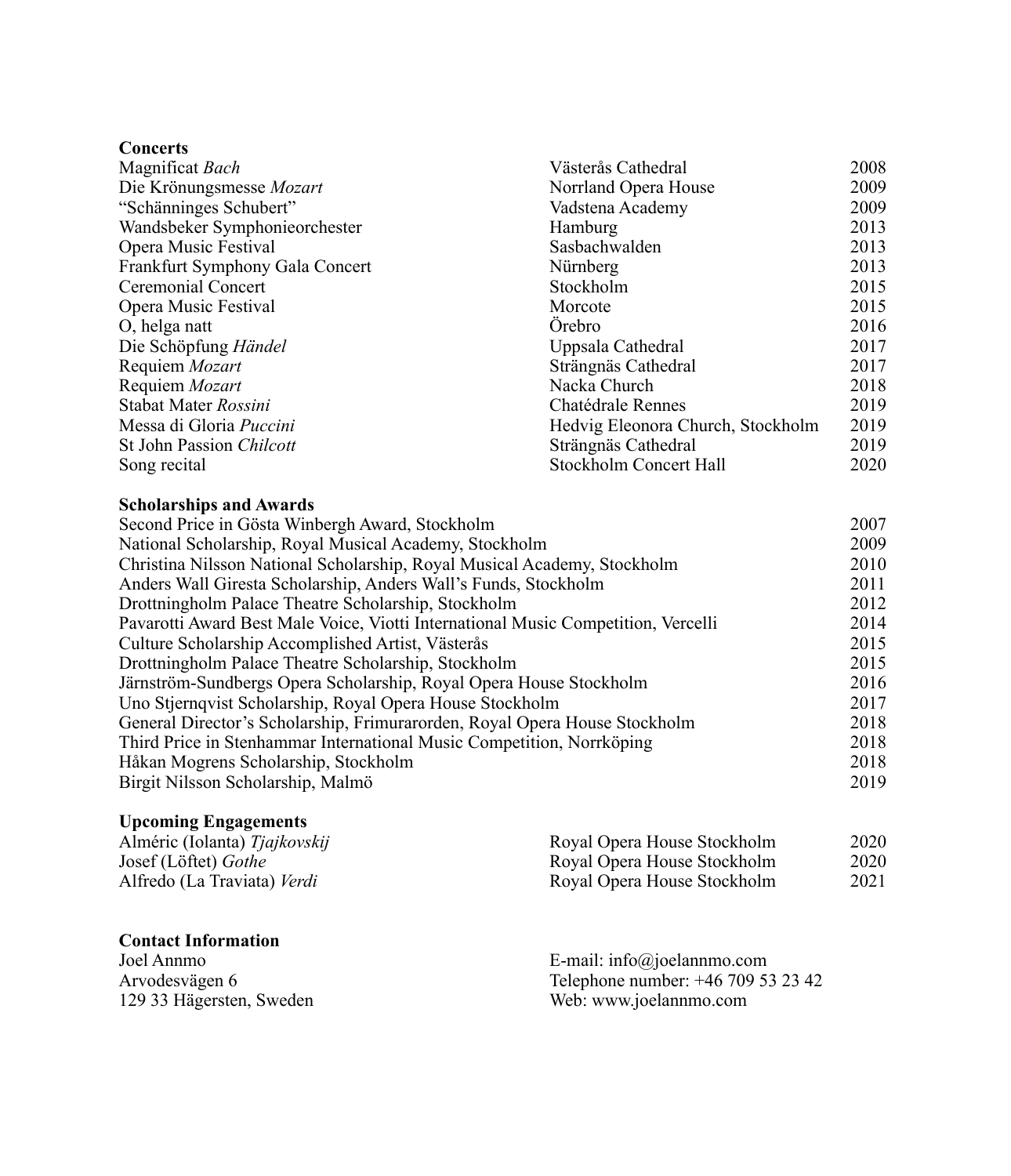**Concerts**

| | | |
|---|---|---|
| Magnificat *Bach* | Västerås Cathedral | 2008 |
| Die Krönungsmesse *Mozart* | Norrland Opera House | 2009 |
| "Schänninges Schubert" | Vadstena Academy | 2009 |
| Wandsbeker Symphonieorchester | Hamburg | 2013 |
| Opera Music Festival | Sasbachwalden | 2013 |
| Frankfurt Symphony Gala Concert | Nürnberg | 2013 |
| Ceremonial Concert | Stockholm | 2015 |
| Opera Music Festival | Morcote | 2015 |
| O, helga natt | Örebro | 2016 |
| Die Schöpfung *Händel* | Uppsala Cathedral | 2017 |
| Requiem *Mozart* | Strängnäs Cathedral | 2017 |
| Requiem *Mozart* | Nacka Church | 2018 |
| Stabat Mater *Rossini* | Chatédrale Rennes | 2019 |
| Messa di Gloria *Puccini* | Hedvig Eleonora Church, Stockholm | 2019 |
| St John Passion *Chilcott* | Strängnäs Cathedral | 2019 |
| Song recital | Stockholm Concert Hall | 2020 |

**Scholarships and Awards**

| | |
|---|---|
| Second Price in Gösta Winbergh Award, Stockholm | 2007 |
| National Scholarship, Royal Musical Academy, Stockholm | 2009 |
| Christina Nilsson National Scholarship, Royal Musical Academy, Stockholm | 2010 |
| Anders Wall Giresta Scholarship, Anders Wall's Funds, Stockholm | 2011 |
| Drottningholm Palace Theatre Scholarship, Stockholm | 2012 |
| Pavarotti Award Best Male Voice, Viotti International Music Competition, Vercelli | 2014 |
| Culture Scholarship Accomplished Artist, Västerås | 2015 |
| Drottningholm Palace Theatre Scholarship, Stockholm | 2015 |
| Järnström-Sundbergs Opera Scholarship, Royal Opera House Stockholm | 2016 |
| Uno Stjernqvist Scholarship, Royal Opera House Stockholm | 2017 |
| General Director's Scholarship, Frimurarorden, Royal Opera House Stockholm | 2018 |
| Third Price in Stenhammar International Music Competition, Norrköping | 2018 |
| Håkan Mogrens Scholarship, Stockholm | 2018 |
| Birgit Nilsson Scholarship, Malmö | 2019 |

**Upcoming Engagements**

| | | |
|---|---|---|
| Alméric (Iolanta) *Tjajkovskij* | Royal Opera House Stockholm | 2020 |
| Josef (Löftet) *Gothe* | Royal Opera House Stockholm | 2020 |
| Alfredo (La Traviata) *Verdi* | Royal Opera House Stockholm | 2021 |

**Contact Information**

Joel Annmo
Arvodesvägen 6
129 33 Hägersten, Sweden

E-mail: info@joelannmo.com
Telephone number: +46 709 53 23 42
Web: www.joelannmo.com